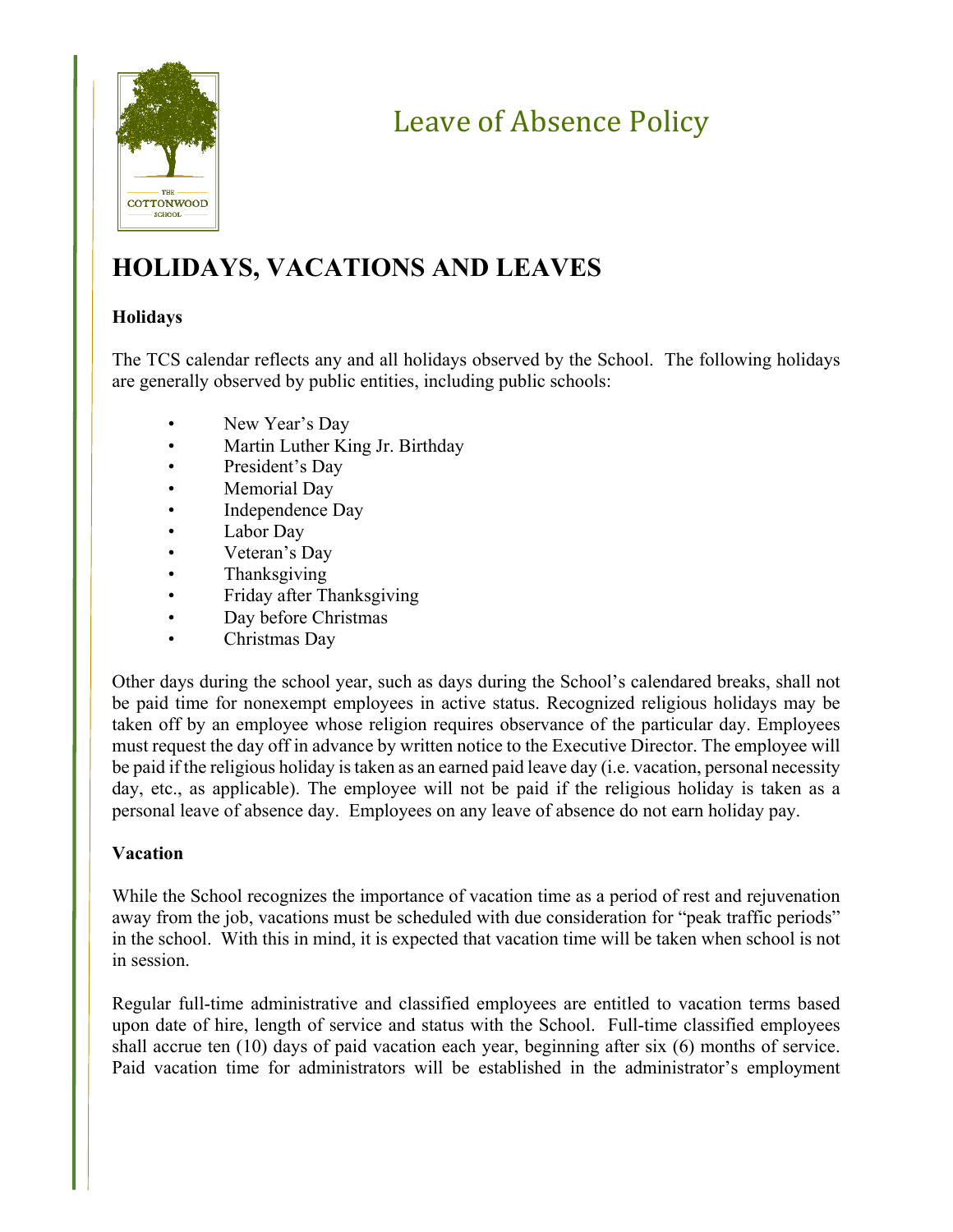# Leave of Absence Policy

## HOLIDAYS, VACATIONS AND LEAVES

**Holidays**

The TCS calendar reflects any and all holidays observed by the School. The following holidays are generally observed by public entities, including public schools:

- New Year's Day
- Martin Luther King Jr. Birthday
- President's Day
- Memorial Day
- Independence Day
- Labor Day
- Veteran's Day
- Thanksgiving
- Friday after Thanksgiving
- Day before Christmas
- Christmas Day

Other days during the school year, such as days during the School's calendared breaks, shall not be paid time for nonexempt employees in active status. Recognized religious holidays may be taken off by an employee whose religion requires observance of the particular day. Employees must request the day off in advance by written notice to the Executive Director. The employee will be paid if the religious holiday is taken as an earned paid leave day (i.e. vacation, personal necessity day, etc., as applicable). The employee will not be paid if the religious holiday is taken as a personal leave of absence day. Employees on any leave of absence do not earn holiday pay.

**Vacation**

While the School recognizes the importance of vacation time as a period of rest and rejuvenation away from the job, vacations must be scheduled with due consideration for "peak traffic periods" in the school. With this in mind, it is expected that vacation time will be taken when school is not in session.

Regular full-time administrative and classified employees are entitled to vacation terms based upon date of hire, length of service and status with the School. Full-time classified employees shall accrue ten (10) days of paid vacation each year, beginning after six (6) months of service. Paid vacation time for administrators will be established in the administrator's employment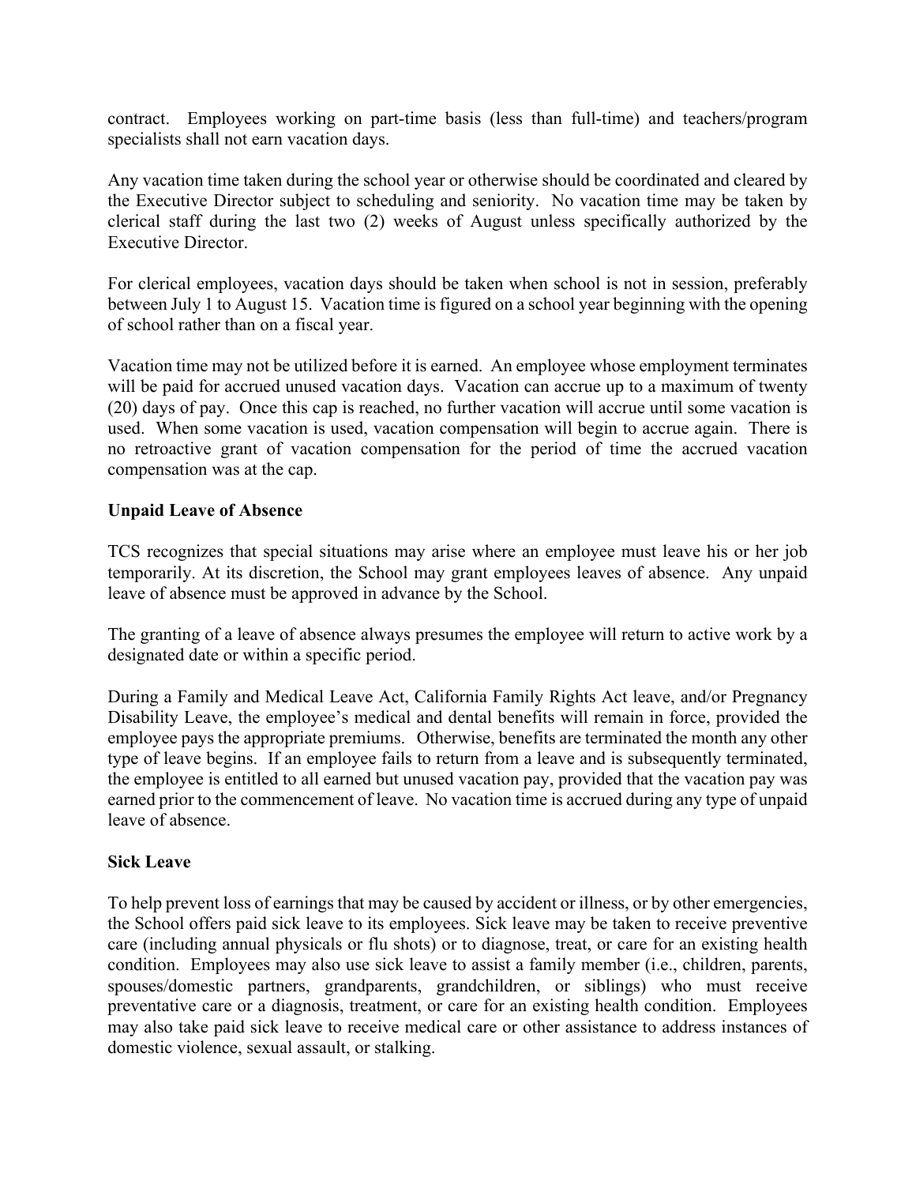contract. Employees working on part-time basis (less than full-time) and teachers/program specialists shall not earn vacation days.

Any vacation time taken during the school year or otherwise should be coordinated and cleared by the Executive Director subject to scheduling and seniority. No vacation time may be taken by clerical staff during the last two (2) weeks of August unless specifically authorized by the Executive Director.

For clerical employees, vacation days should be taken when school is not in session, preferably between July 1 to August 15. Vacation time is figured on a school year beginning with the opening of school rather than on a fiscal year.

Vacation time may not be utilized before it is earned. An employee whose employment terminates will be paid for accrued unused vacation days. Vacation can accrue up to a maximum of twenty (20) days of pay. Once this cap is reached, no further vacation will accrue until some vacation is used. When some vacation is used, vacation compensation will begin to accrue again. There is no retroactive grant of vacation compensation for the period of time the accrued vacation compensation was at the cap.

### Unpaid Leave of Absence

TCS recognizes that special situations may arise where an employee must leave his or her job temporarily. At its discretion, the School may grant employees leaves of absence. Any unpaid leave of absence must be approved in advance by the School.

The granting of a leave of absence always presumes the employee will return to active work by a designated date or within a specific period.

During a Family and Medical Leave Act, California Family Rights Act leave, and/or Pregnancy Disability Leave, the employee's medical and dental benefits will remain in force, provided the employee pays the appropriate premiums. Otherwise, benefits are terminated the month any other type of leave begins. If an employee fails to return from a leave and is subsequently terminated, the employee is entitled to all earned but unused vacation pay, provided that the vacation pay was earned prior to the commencement of leave. No vacation time is accrued during any type of unpaid leave of absence.

### Sick Leave

To help prevent loss of earnings that may be caused by accident or illness, or by other emergencies, the School offers paid sick leave to its employees. Sick leave may be taken to receive preventive care (including annual physicals or flu shots) or to diagnose, treat, or care for an existing health condition. Employees may also use sick leave to assist a family member (i.e., children, parents, spouses/domestic partners, grandparents, grandchildren, or siblings) who must receive preventative care or a diagnosis, treatment, or care for an existing health condition. Employees may also take paid sick leave to receive medical care or other assistance to address instances of domestic violence, sexual assault, or stalking.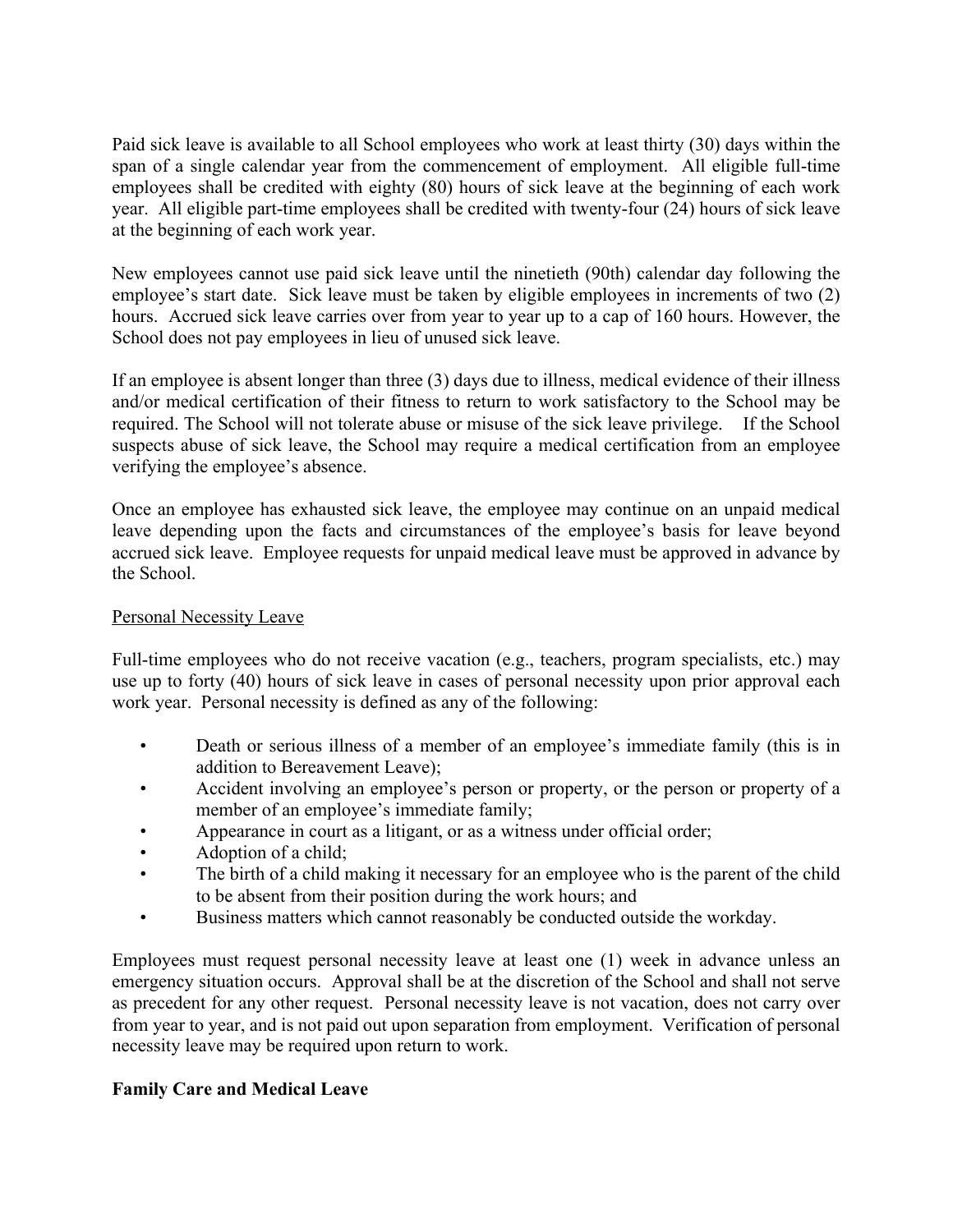Paid sick leave is available to all School employees who work at least thirty (30) days within the span of a single calendar year from the commencement of employment. All eligible full-time employees shall be credited with eighty (80) hours of sick leave at the beginning of each work year. All eligible part-time employees shall be credited with twenty-four (24) hours of sick leave at the beginning of each work year.

New employees cannot use paid sick leave until the ninetieth (90th) calendar day following the employee's start date. Sick leave must be taken by eligible employees in increments of two (2) hours. Accrued sick leave carries over from year to year up to a cap of 160 hours. However, the School does not pay employees in lieu of unused sick leave.

If an employee is absent longer than three (3) days due to illness, medical evidence of their illness and/or medical certification of their fitness to return to work satisfactory to the School may be required. The School will not tolerate abuse or misuse of the sick leave privilege. If the School suspects abuse of sick leave, the School may require a medical certification from an employee verifying the employee's absence.

Once an employee has exhausted sick leave, the employee may continue on an unpaid medical leave depending upon the facts and circumstances of the employee's basis for leave beyond accrued sick leave. Employee requests for unpaid medical leave must be approved in advance by the School.

Personal Necessity Leave

Full-time employees who do not receive vacation (e.g., teachers, program specialists, etc.) may use up to forty (40) hours of sick leave in cases of personal necessity upon prior approval each work year. Personal necessity is defined as any of the following:

- Death or serious illness of a member of an employee's immediate family (this is in addition to Bereavement Leave);
- Accident involving an employee's person or property, or the person or property of a member of an employee's immediate family;
- Appearance in court as a litigant, or as a witness under official order;
- Adoption of a child;
- The birth of a child making it necessary for an employee who is the parent of the child to be absent from their position during the work hours; and
- Business matters which cannot reasonably be conducted outside the workday.

Employees must request personal necessity leave at least one (1) week in advance unless an emergency situation occurs. Approval shall be at the discretion of the School and shall not serve as precedent for any other request. Personal necessity leave is not vacation, does not carry over from year to year, and is not paid out upon separation from employment. Verification of personal necessity leave may be required upon return to work.

**Family Care and Medical Leave**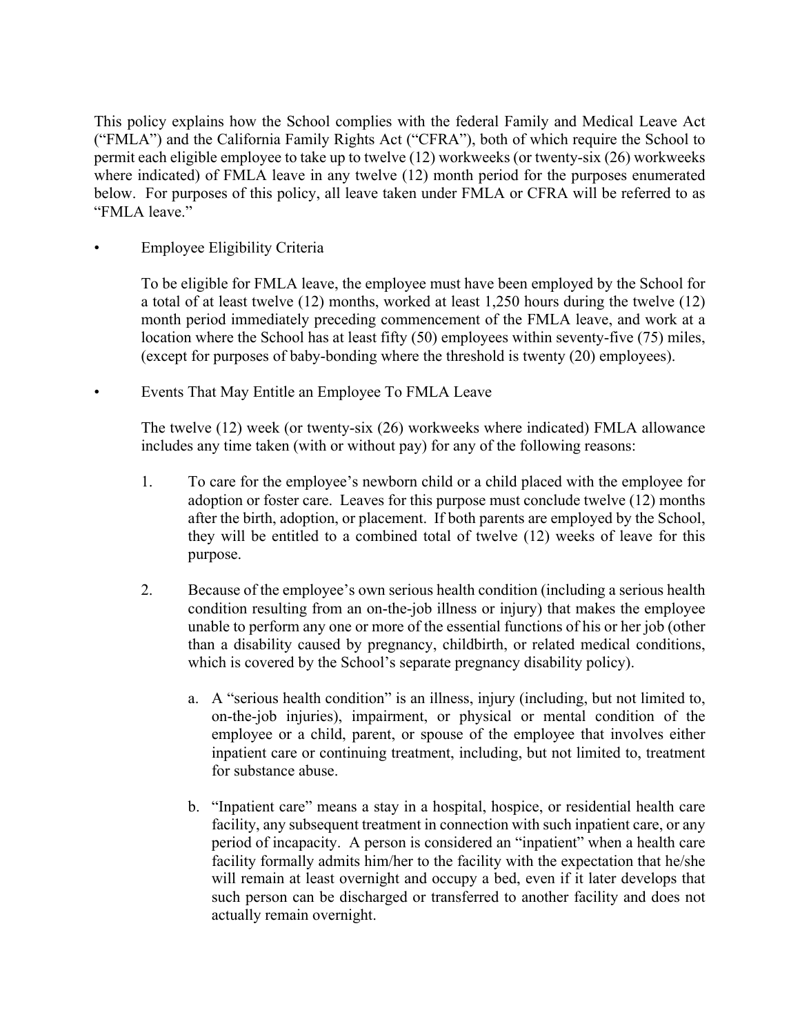This policy explains how the School complies with the federal Family and Medical Leave Act ("FMLA") and the California Family Rights Act ("CFRA"), both of which require the School to permit each eligible employee to take up to twelve (12) workweeks (or twenty-six (26) workweeks where indicated) of FMLA leave in any twelve (12) month period for the purposes enumerated below. For purposes of this policy, all leave taken under FMLA or CFRA will be referred to as "FMLA leave."

- Employee Eligibility Criteria

  To be eligible for FMLA leave, the employee must have been employed by the School for a total of at least twelve (12) months, worked at least 1,250 hours during the twelve (12) month period immediately preceding commencement of the FMLA leave, and work at a location where the School has at least fifty (50) employees within seventy-five (75) miles, (except for purposes of baby-bonding where the threshold is twenty (20) employees).

- Events That May Entitle an Employee To FMLA Leave

  The twelve (12) week (or twenty-six (26) workweeks where indicated) FMLA allowance includes any time taken (with or without pay) for any of the following reasons:

  1. To care for the employee's newborn child or a child placed with the employee for adoption or foster care. Leaves for this purpose must conclude twelve (12) months after the birth, adoption, or placement. If both parents are employed by the School, they will be entitled to a combined total of twelve (12) weeks of leave for this purpose.

  2. Because of the employee's own serious health condition (including a serious health condition resulting from an on-the-job illness or injury) that makes the employee unable to perform any one or more of the essential functions of his or her job (other than a disability caused by pregnancy, childbirth, or related medical conditions, which is covered by the School's separate pregnancy disability policy).

     a. A "serious health condition" is an illness, injury (including, but not limited to, on-the-job injuries), impairment, or physical or mental condition of the employee or a child, parent, or spouse of the employee that involves either inpatient care or continuing treatment, including, but not limited to, treatment for substance abuse.

     b. "Inpatient care" means a stay in a hospital, hospice, or residential health care facility, any subsequent treatment in connection with such inpatient care, or any period of incapacity. A person is considered an "inpatient" when a health care facility formally admits him/her to the facility with the expectation that he/she will remain at least overnight and occupy a bed, even if it later develops that such person can be discharged or transferred to another facility and does not actually remain overnight.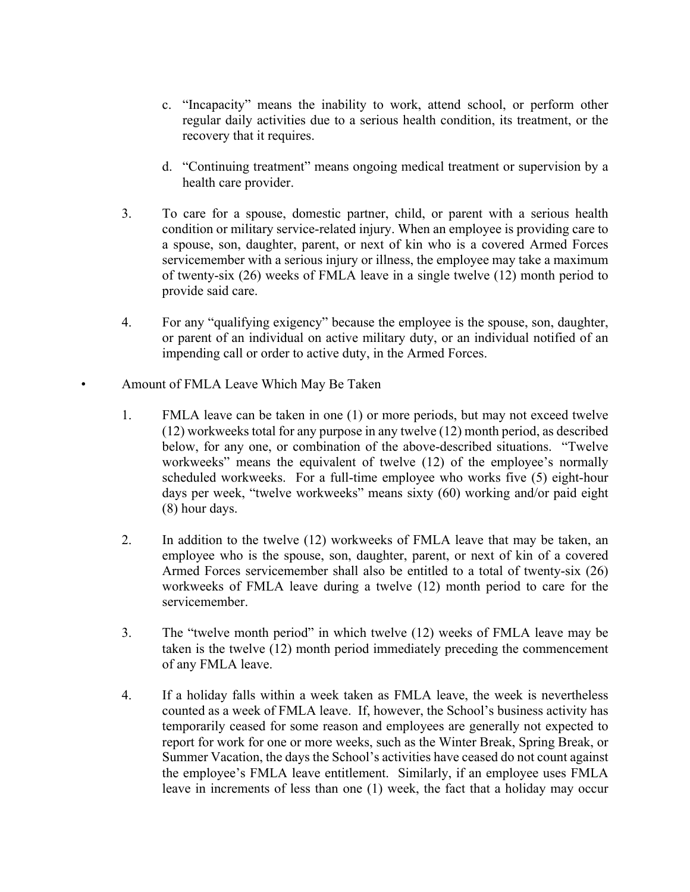c. "Incapacity" means the inability to work, attend school, or perform other regular daily activities due to a serious health condition, its treatment, or the recovery that it requires.

d. "Continuing treatment" means ongoing medical treatment or supervision by a health care provider.

3. To care for a spouse, domestic partner, child, or parent with a serious health condition or military service-related injury. When an employee is providing care to a spouse, son, daughter, parent, or next of kin who is a covered Armed Forces servicemember with a serious injury or illness, the employee may take a maximum of twenty-six (26) weeks of FMLA leave in a single twelve (12) month period to provide said care.

4. For any "qualifying exigency" because the employee is the spouse, son, daughter, or parent of an individual on active military duty, or an individual notified of an impending call or order to active duty, in the Armed Forces.

- Amount of FMLA Leave Which May Be Taken

1. FMLA leave can be taken in one (1) or more periods, but may not exceed twelve (12) workweeks total for any purpose in any twelve (12) month period, as described below, for any one, or combination of the above-described situations. "Twelve workweeks" means the equivalent of twelve (12) of the employee's normally scheduled workweeks. For a full-time employee who works five (5) eight-hour days per week, "twelve workweeks" means sixty (60) working and/or paid eight (8) hour days.

2. In addition to the twelve (12) workweeks of FMLA leave that may be taken, an employee who is the spouse, son, daughter, parent, or next of kin of a covered Armed Forces servicemember shall also be entitled to a total of twenty-six (26) workweeks of FMLA leave during a twelve (12) month period to care for the servicemember.

3. The "twelve month period" in which twelve (12) weeks of FMLA leave may be taken is the twelve (12) month period immediately preceding the commencement of any FMLA leave.

4. If a holiday falls within a week taken as FMLA leave, the week is nevertheless counted as a week of FMLA leave. If, however, the School's business activity has temporarily ceased for some reason and employees are generally not expected to report for work for one or more weeks, such as the Winter Break, Spring Break, or Summer Vacation, the days the School's activities have ceased do not count against the employee's FMLA leave entitlement. Similarly, if an employee uses FMLA leave in increments of less than one (1) week, the fact that a holiday may occur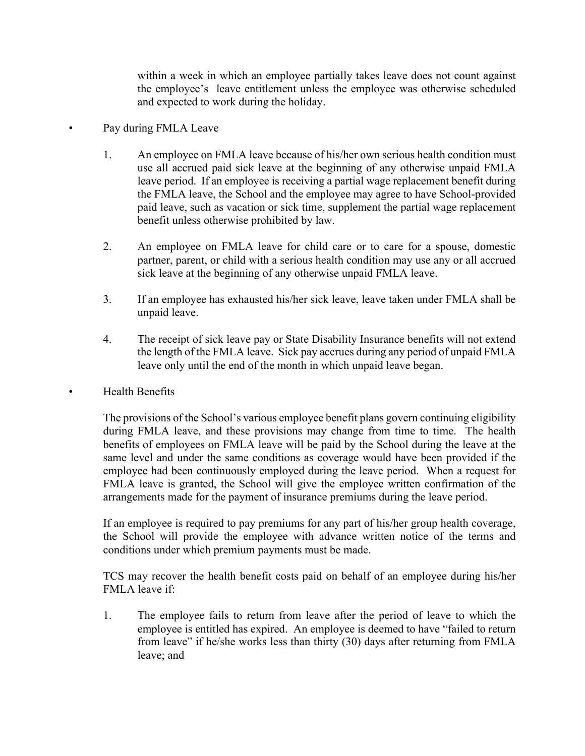within a week in which an employee partially takes leave does not count against the employee's leave entitlement unless the employee was otherwise scheduled and expected to work during the holiday.

- Pay during FMLA Leave

  1. An employee on FMLA leave because of his/her own serious health condition must use all accrued paid sick leave at the beginning of any otherwise unpaid FMLA leave period. If an employee is receiving a partial wage replacement benefit during the FMLA leave, the School and the employee may agree to have School-provided paid leave, such as vacation or sick time, supplement the partial wage replacement benefit unless otherwise prohibited by law.

  2. An employee on FMLA leave for child care or to care for a spouse, domestic partner, parent, or child with a serious health condition may use any or all accrued sick leave at the beginning of any otherwise unpaid FMLA leave.

  3. If an employee has exhausted his/her sick leave, leave taken under FMLA shall be unpaid leave.

  4. The receipt of sick leave pay or State Disability Insurance benefits will not extend the length of the FMLA leave. Sick pay accrues during any period of unpaid FMLA leave only until the end of the month in which unpaid leave began.

- Health Benefits

  The provisions of the School's various employee benefit plans govern continuing eligibility during FMLA leave, and these provisions may change from time to time. The health benefits of employees on FMLA leave will be paid by the School during the leave at the same level and under the same conditions as coverage would have been provided if the employee had been continuously employed during the leave period. When a request for FMLA leave is granted, the School will give the employee written confirmation of the arrangements made for the payment of insurance premiums during the leave period.

  If an employee is required to pay premiums for any part of his/her group health coverage, the School will provide the employee with advance written notice of the terms and conditions under which premium payments must be made.

  TCS may recover the health benefit costs paid on behalf of an employee during his/her FMLA leave if:

  1. The employee fails to return from leave after the period of leave to which the employee is entitled has expired. An employee is deemed to have "failed to return from leave" if he/she works less than thirty (30) days after returning from FMLA leave; and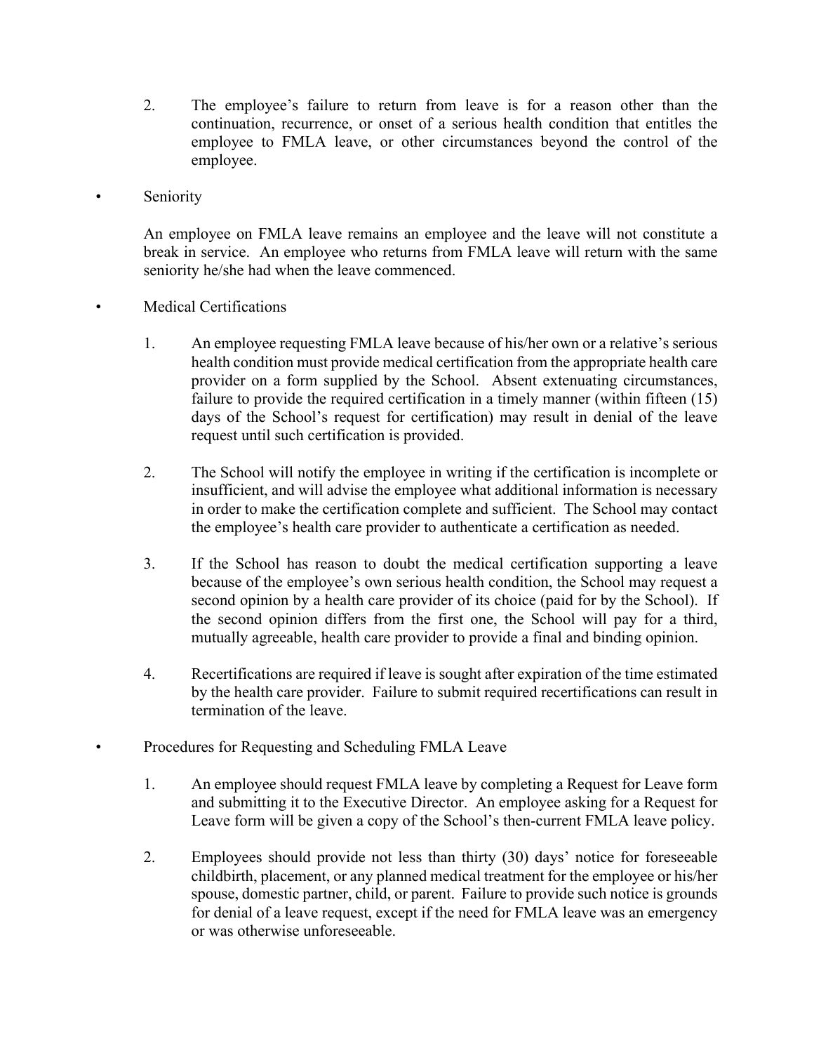2. The employee's failure to return from leave is for a reason other than the continuation, recurrence, or onset of a serious health condition that entitles the employee to FMLA leave, or other circumstances beyond the control of the employee.

- Seniority

  An employee on FMLA leave remains an employee and the leave will not constitute a break in service. An employee who returns from FMLA leave will return with the same seniority he/she had when the leave commenced.

- Medical Certifications

  1. An employee requesting FMLA leave because of his/her own or a relative's serious health condition must provide medical certification from the appropriate health care provider on a form supplied by the School. Absent extenuating circumstances, failure to provide the required certification in a timely manner (within fifteen (15) days of the School's request for certification) may result in denial of the leave request until such certification is provided.

  2. The School will notify the employee in writing if the certification is incomplete or insufficient, and will advise the employee what additional information is necessary in order to make the certification complete and sufficient. The School may contact the employee's health care provider to authenticate a certification as needed.

  3. If the School has reason to doubt the medical certification supporting a leave because of the employee's own serious health condition, the School may request a second opinion by a health care provider of its choice (paid for by the School). If the second opinion differs from the first one, the School will pay for a third, mutually agreeable, health care provider to provide a final and binding opinion.

  4. Recertifications are required if leave is sought after expiration of the time estimated by the health care provider. Failure to submit required recertifications can result in termination of the leave.

- Procedures for Requesting and Scheduling FMLA Leave

  1. An employee should request FMLA leave by completing a Request for Leave form and submitting it to the Executive Director. An employee asking for a Request for Leave form will be given a copy of the School's then-current FMLA leave policy.

  2. Employees should provide not less than thirty (30) days' notice for foreseeable childbirth, placement, or any planned medical treatment for the employee or his/her spouse, domestic partner, child, or parent. Failure to provide such notice is grounds for denial of a leave request, except if the need for FMLA leave was an emergency or was otherwise unforeseeable.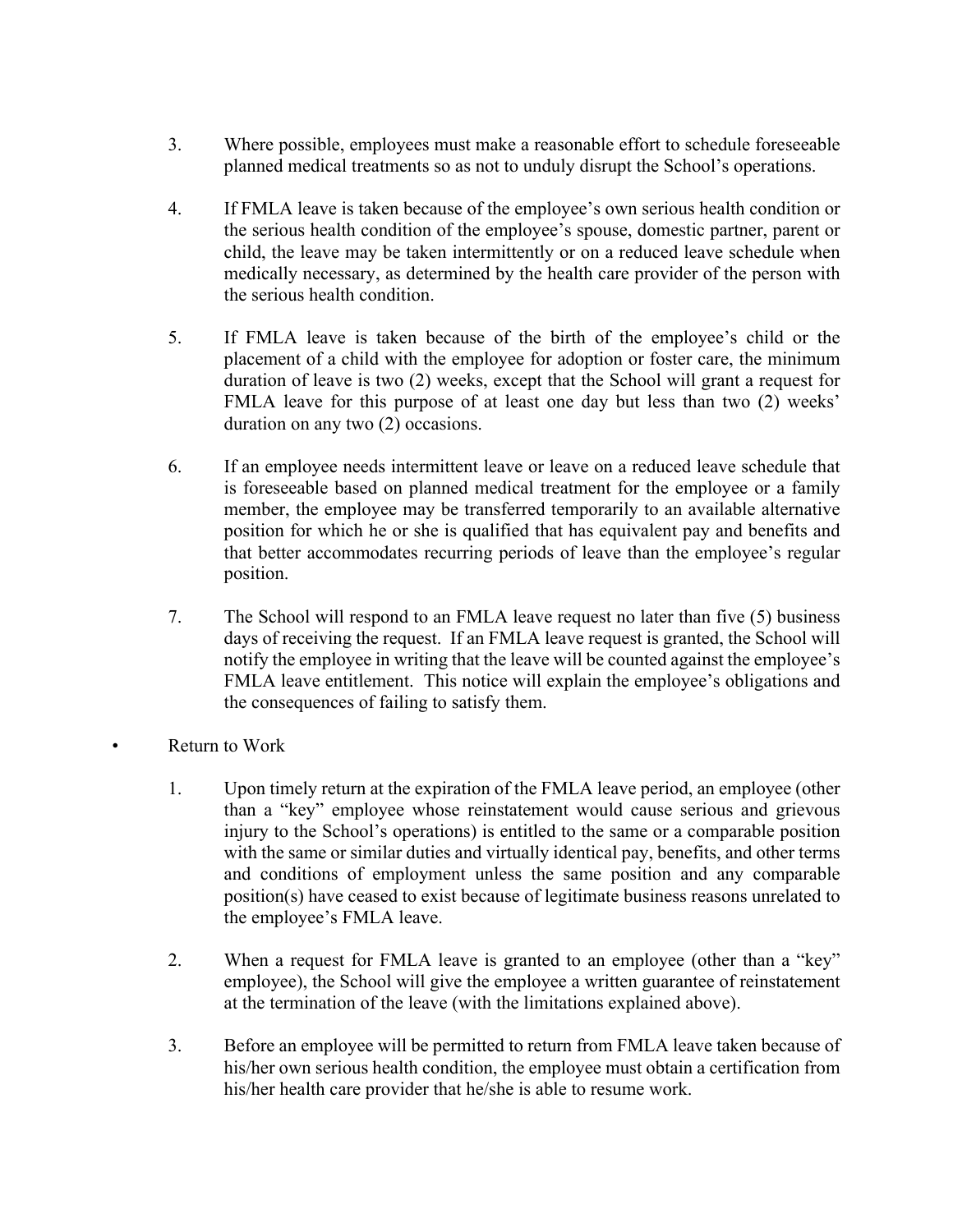3. Where possible, employees must make a reasonable effort to schedule foreseeable planned medical treatments so as not to unduly disrupt the School's operations.

4. If FMLA leave is taken because of the employee's own serious health condition or the serious health condition of the employee's spouse, domestic partner, parent or child, the leave may be taken intermittently or on a reduced leave schedule when medically necessary, as determined by the health care provider of the person with the serious health condition.

5. If FMLA leave is taken because of the birth of the employee's child or the placement of a child with the employee for adoption or foster care, the minimum duration of leave is two (2) weeks, except that the School will grant a request for FMLA leave for this purpose of at least one day but less than two (2) weeks' duration on any two (2) occasions.

6. If an employee needs intermittent leave or leave on a reduced leave schedule that is foreseeable based on planned medical treatment for the employee or a family member, the employee may be transferred temporarily to an available alternative position for which he or she is qualified that has equivalent pay and benefits and that better accommodates recurring periods of leave than the employee's regular position.

7. The School will respond to an FMLA leave request no later than five (5) business days of receiving the request. If an FMLA leave request is granted, the School will notify the employee in writing that the leave will be counted against the employee's FMLA leave entitlement. This notice will explain the employee's obligations and the consequences of failing to satisfy them.

- Return to Work

  1. Upon timely return at the expiration of the FMLA leave period, an employee (other than a "key" employee whose reinstatement would cause serious and grievous injury to the School's operations) is entitled to the same or a comparable position with the same or similar duties and virtually identical pay, benefits, and other terms and conditions of employment unless the same position and any comparable position(s) have ceased to exist because of legitimate business reasons unrelated to the employee's FMLA leave.

  2. When a request for FMLA leave is granted to an employee (other than a "key" employee), the School will give the employee a written guarantee of reinstatement at the termination of the leave (with the limitations explained above).

  3. Before an employee will be permitted to return from FMLA leave taken because of his/her own serious health condition, the employee must obtain a certification from his/her health care provider that he/she is able to resume work.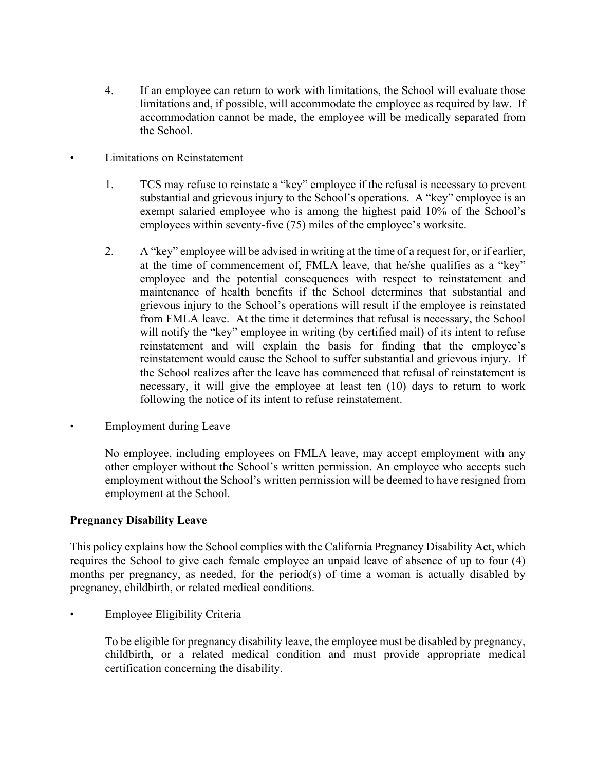4. If an employee can return to work with limitations, the School will evaluate those limitations and, if possible, will accommodate the employee as required by law. If accommodation cannot be made, the employee will be medically separated from the School.

- Limitations on Reinstatement

  1. TCS may refuse to reinstate a "key" employee if the refusal is necessary to prevent substantial and grievous injury to the School's operations. A "key" employee is an exempt salaried employee who is among the highest paid 10% of the School's employees within seventy-five (75) miles of the employee's worksite.

  2. A "key" employee will be advised in writing at the time of a request for, or if earlier, at the time of commencement of, FMLA leave, that he/she qualifies as a "key" employee and the potential consequences with respect to reinstatement and maintenance of health benefits if the School determines that substantial and grievous injury to the School's operations will result if the employee is reinstated from FMLA leave. At the time it determines that refusal is necessary, the School will notify the "key" employee in writing (by certified mail) of its intent to refuse reinstatement and will explain the basis for finding that the employee's reinstatement would cause the School to suffer substantial and grievous injury. If the School realizes after the leave has commenced that refusal of reinstatement is necessary, it will give the employee at least ten (10) days to return to work following the notice of its intent to refuse reinstatement.

- Employment during Leave

  No employee, including employees on FMLA leave, may accept employment with any other employer without the School's written permission. An employee who accepts such employment without the School's written permission will be deemed to have resigned from employment at the School.

**Pregnancy Disability Leave**

This policy explains how the School complies with the California Pregnancy Disability Act, which requires the School to give each female employee an unpaid leave of absence of up to four (4) months per pregnancy, as needed, for the period(s) of time a woman is actually disabled by pregnancy, childbirth, or related medical conditions.

- Employee Eligibility Criteria

  To be eligible for pregnancy disability leave, the employee must be disabled by pregnancy, childbirth, or a related medical condition and must provide appropriate medical certification concerning the disability.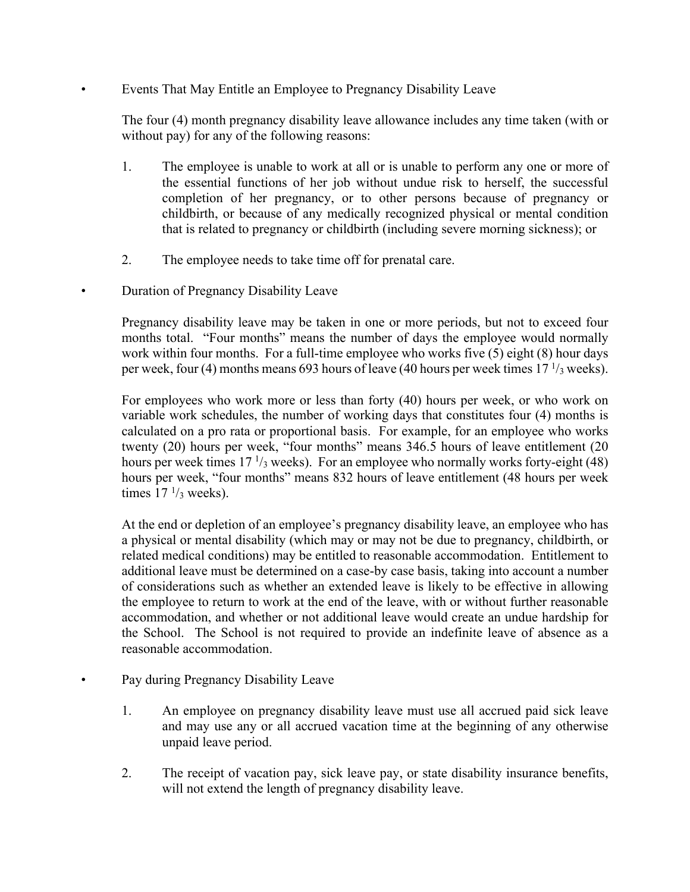- Events That May Entitle an Employee to Pregnancy Disability Leave

  The four (4) month pregnancy disability leave allowance includes any time taken (with or without pay) for any of the following reasons:

  1. The employee is unable to work at all or is unable to perform any one or more of the essential functions of her job without undue risk to herself, the successful completion of her pregnancy, or to other persons because of pregnancy or childbirth, or because of any medically recognized physical or mental condition that is related to pregnancy or childbirth (including severe morning sickness); or

  2. The employee needs to take time off for prenatal care.

- Duration of Pregnancy Disability Leave

  Pregnancy disability leave may be taken in one or more periods, but not to exceed four months total. "Four months" means the number of days the employee would normally work within four months. For a full-time employee who works five (5) eight (8) hour days per week, four (4) months means 693 hours of leave (40 hours per week times 17 $^{1}/_{3}$ weeks).

  For employees who work more or less than forty (40) hours per week, or who work on variable work schedules, the number of working days that constitutes four (4) months is calculated on a pro rata or proportional basis. For example, for an employee who works twenty (20) hours per week, "four months" means 346.5 hours of leave entitlement (20 hours per week times 17 $^{1}/_{3}$ weeks). For an employee who normally works forty-eight (48) hours per week, "four months" means 832 hours of leave entitlement (48 hours per week times 17 $^{1}/_{3}$ weeks).

  At the end or depletion of an employee's pregnancy disability leave, an employee who has a physical or mental disability (which may or may not be due to pregnancy, childbirth, or related medical conditions) may be entitled to reasonable accommodation. Entitlement to additional leave must be determined on a case-by case basis, taking into account a number of considerations such as whether an extended leave is likely to be effective in allowing the employee to return to work at the end of the leave, with or without further reasonable accommodation, and whether or not additional leave would create an undue hardship for the School. The School is not required to provide an indefinite leave of absence as a reasonable accommodation.

- Pay during Pregnancy Disability Leave

  1. An employee on pregnancy disability leave must use all accrued paid sick leave and may use any or all accrued vacation time at the beginning of any otherwise unpaid leave period.

  2. The receipt of vacation pay, sick leave pay, or state disability insurance benefits, will not extend the length of pregnancy disability leave.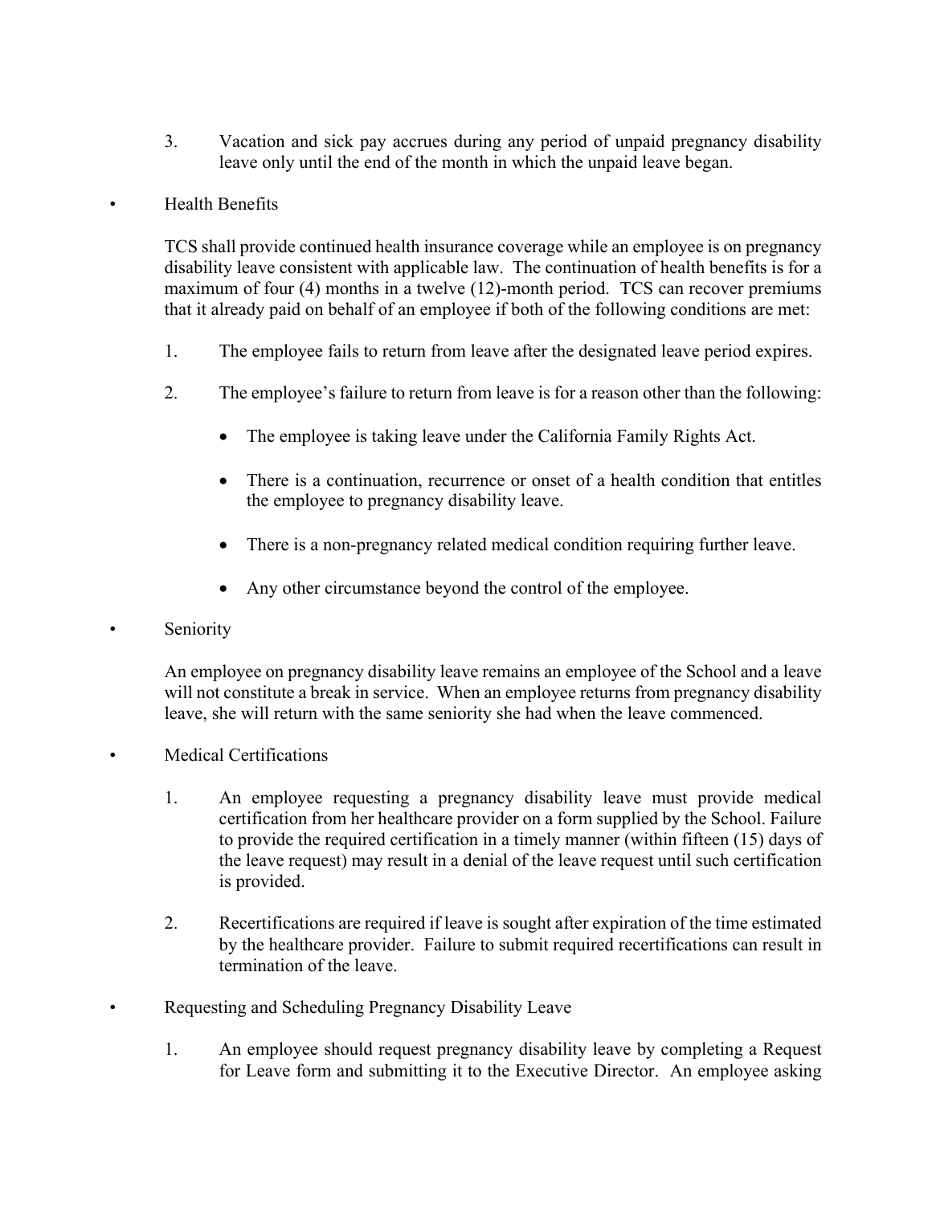3. Vacation and sick pay accrues during any period of unpaid pregnancy disability leave only until the end of the month in which the unpaid leave began.

- Health Benefits

  TCS shall provide continued health insurance coverage while an employee is on pregnancy disability leave consistent with applicable law. The continuation of health benefits is for a maximum of four (4) months in a twelve (12)-month period. TCS can recover premiums that it already paid on behalf of an employee if both of the following conditions are met:

  1. The employee fails to return from leave after the designated leave period expires.

  2. The employee's failure to return from leave is for a reason other than the following:

     - The employee is taking leave under the California Family Rights Act.

     - There is a continuation, recurrence or onset of a health condition that entitles the employee to pregnancy disability leave.

     - There is a non-pregnancy related medical condition requiring further leave.

     - Any other circumstance beyond the control of the employee.

- Seniority

  An employee on pregnancy disability leave remains an employee of the School and a leave will not constitute a break in service. When an employee returns from pregnancy disability leave, she will return with the same seniority she had when the leave commenced.

- Medical Certifications

  1. An employee requesting a pregnancy disability leave must provide medical certification from her healthcare provider on a form supplied by the School. Failure to provide the required certification in a timely manner (within fifteen (15) days of the leave request) may result in a denial of the leave request until such certification is provided.

  2. Recertifications are required if leave is sought after expiration of the time estimated by the healthcare provider. Failure to submit required recertifications can result in termination of the leave.

- Requesting and Scheduling Pregnancy Disability Leave

  1. An employee should request pregnancy disability leave by completing a Request for Leave form and submitting it to the Executive Director. An employee asking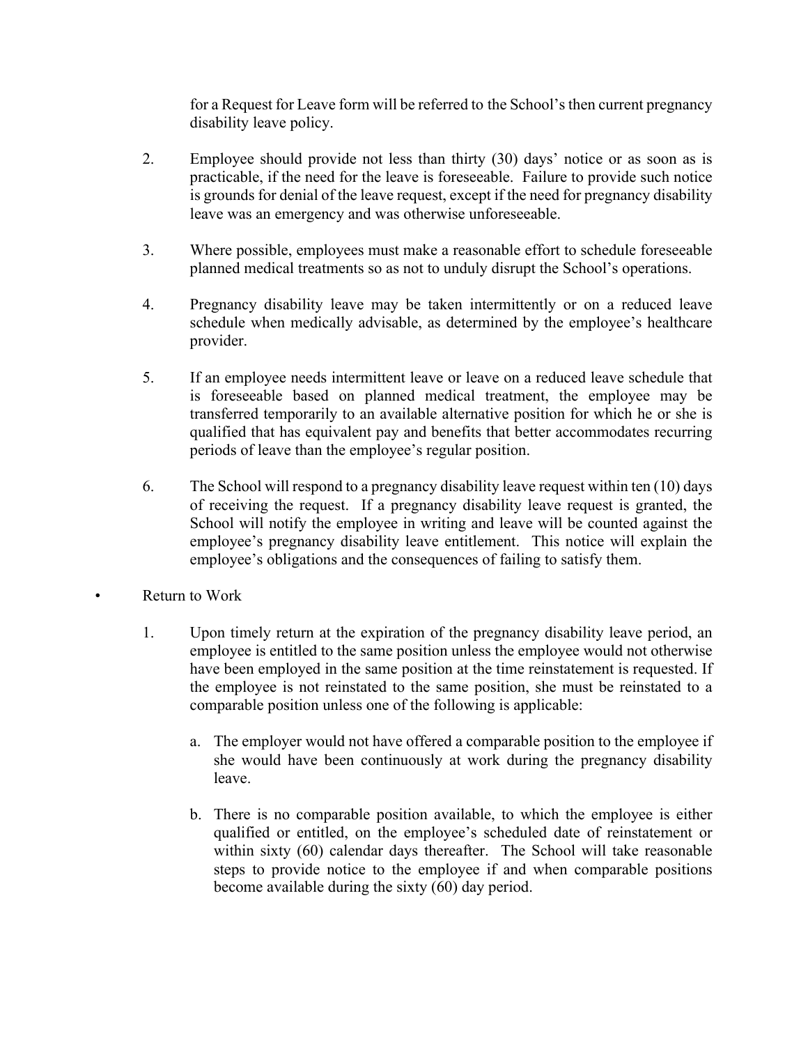for a Request for Leave form will be referred to the School's then current pregnancy disability leave policy.

2. Employee should provide not less than thirty (30) days' notice or as soon as is practicable, if the need for the leave is foreseeable. Failure to provide such notice is grounds for denial of the leave request, except if the need for pregnancy disability leave was an emergency and was otherwise unforeseeable.

3. Where possible, employees must make a reasonable effort to schedule foreseeable planned medical treatments so as not to unduly disrupt the School's operations.

4. Pregnancy disability leave may be taken intermittently or on a reduced leave schedule when medically advisable, as determined by the employee's healthcare provider.

5. If an employee needs intermittent leave or leave on a reduced leave schedule that is foreseeable based on planned medical treatment, the employee may be transferred temporarily to an available alternative position for which he or she is qualified that has equivalent pay and benefits that better accommodates recurring periods of leave than the employee's regular position.

6. The School will respond to a pregnancy disability leave request within ten (10) days of receiving the request. If a pregnancy disability leave request is granted, the School will notify the employee in writing and leave will be counted against the employee's pregnancy disability leave entitlement. This notice will explain the employee's obligations and the consequences of failing to satisfy them.

- Return to Work

  1. Upon timely return at the expiration of the pregnancy disability leave period, an employee is entitled to the same position unless the employee would not otherwise have been employed in the same position at the time reinstatement is requested. If the employee is not reinstated to the same position, she must be reinstated to a comparable position unless one of the following is applicable:

     a. The employer would not have offered a comparable position to the employee if she would have been continuously at work during the pregnancy disability leave.

     b. There is no comparable position available, to which the employee is either qualified or entitled, on the employee's scheduled date of reinstatement or within sixty (60) calendar days thereafter. The School will take reasonable steps to provide notice to the employee if and when comparable positions become available during the sixty (60) day period.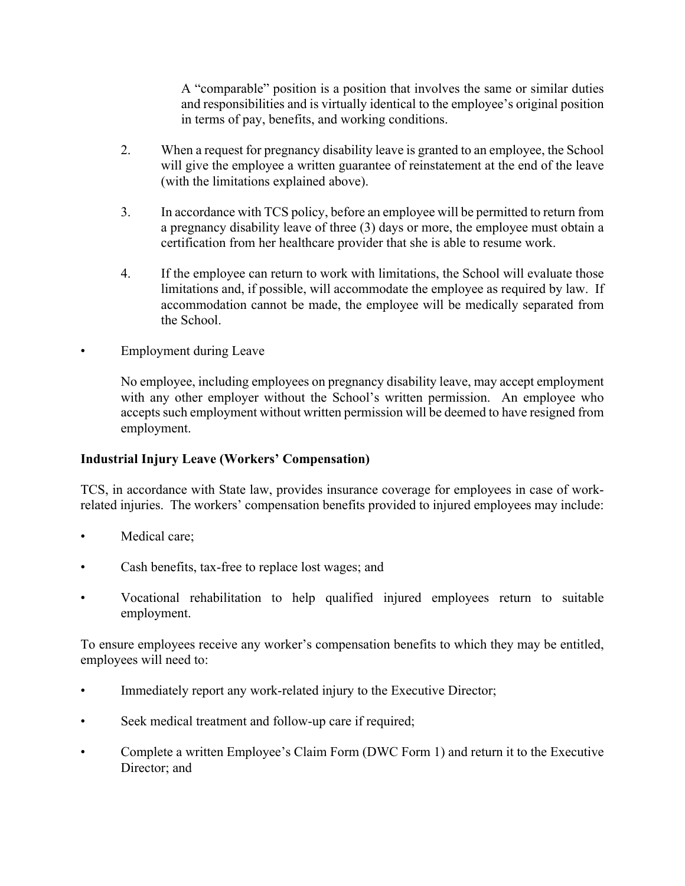A "comparable" position is a position that involves the same or similar duties and responsibilities and is virtually identical to the employee's original position in terms of pay, benefits, and working conditions.

2. When a request for pregnancy disability leave is granted to an employee, the School will give the employee a written guarantee of reinstatement at the end of the leave (with the limitations explained above).

3. In accordance with TCS policy, before an employee will be permitted to return from a pregnancy disability leave of three (3) days or more, the employee must obtain a certification from her healthcare provider that she is able to resume work.

4. If the employee can return to work with limitations, the School will evaluate those limitations and, if possible, will accommodate the employee as required by law. If accommodation cannot be made, the employee will be medically separated from the School.

- Employment during Leave

  No employee, including employees on pregnancy disability leave, may accept employment with any other employer without the School's written permission. An employee who accepts such employment without written permission will be deemed to have resigned from employment.

**Industrial Injury Leave (Workers' Compensation)**

TCS, in accordance with State law, provides insurance coverage for employees in case of work-related injuries. The workers' compensation benefits provided to injured employees may include:

- Medical care;
- Cash benefits, tax-free to replace lost wages; and
- Vocational rehabilitation to help qualified injured employees return to suitable employment.

To ensure employees receive any worker's compensation benefits to which they may be entitled, employees will need to:

- Immediately report any work-related injury to the Executive Director;
- Seek medical treatment and follow-up care if required;
- Complete a written Employee's Claim Form (DWC Form 1) and return it to the Executive Director; and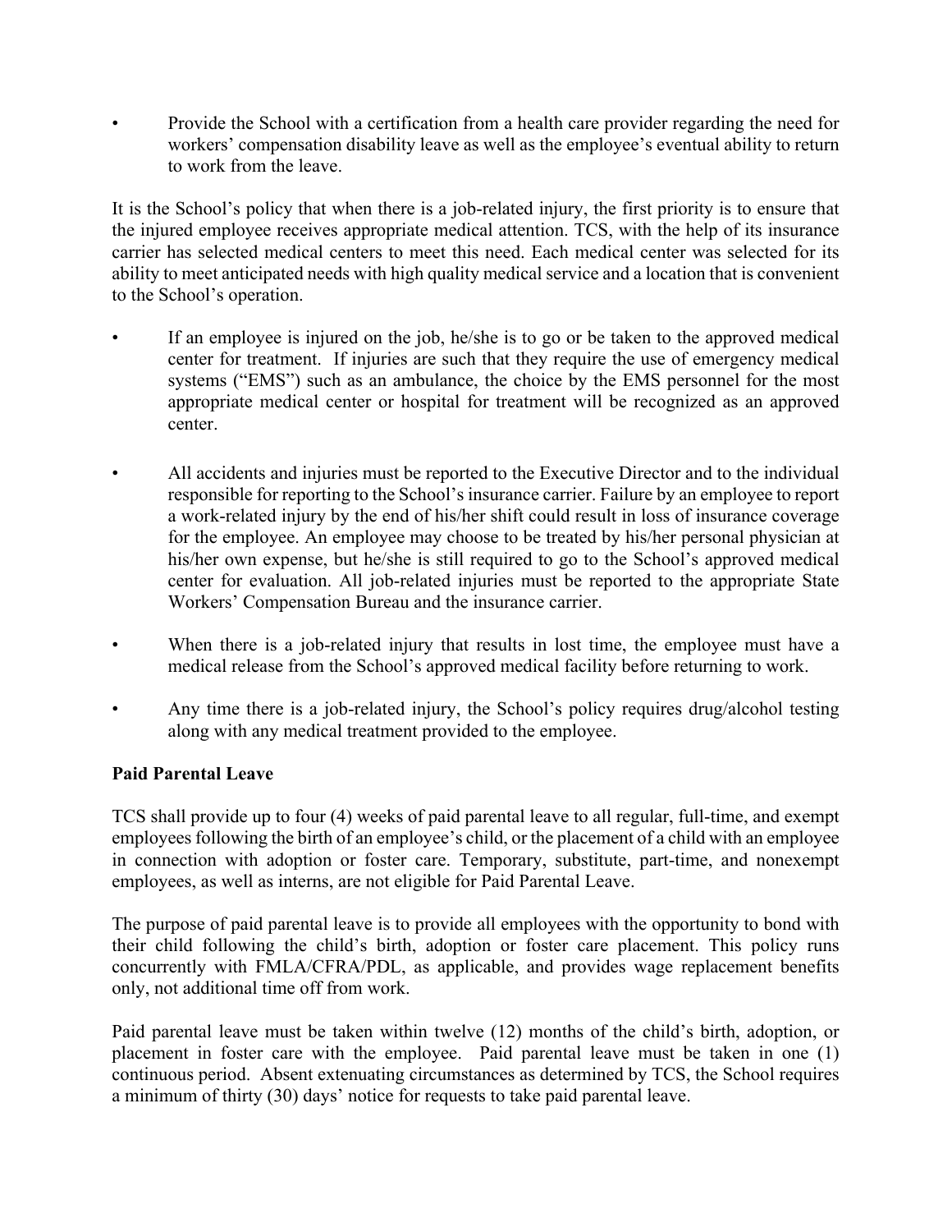- Provide the School with a certification from a health care provider regarding the need for workers' compensation disability leave as well as the employee's eventual ability to return to work from the leave.

It is the School's policy that when there is a job-related injury, the first priority is to ensure that the injured employee receives appropriate medical attention. TCS, with the help of its insurance carrier has selected medical centers to meet this need. Each medical center was selected for its ability to meet anticipated needs with high quality medical service and a location that is convenient to the School's operation.

- If an employee is injured on the job, he/she is to go or be taken to the approved medical center for treatment. If injuries are such that they require the use of emergency medical systems ("EMS") such as an ambulance, the choice by the EMS personnel for the most appropriate medical center or hospital for treatment will be recognized as an approved center.

- All accidents and injuries must be reported to the Executive Director and to the individual responsible for reporting to the School's insurance carrier. Failure by an employee to report a work-related injury by the end of his/her shift could result in loss of insurance coverage for the employee. An employee may choose to be treated by his/her personal physician at his/her own expense, but he/she is still required to go to the School's approved medical center for evaluation. All job-related injuries must be reported to the appropriate State Workers' Compensation Bureau and the insurance carrier.

- When there is a job-related injury that results in lost time, the employee must have a medical release from the School's approved medical facility before returning to work.

- Any time there is a job-related injury, the School's policy requires drug/alcohol testing along with any medical treatment provided to the employee.

**Paid Parental Leave**

TCS shall provide up to four (4) weeks of paid parental leave to all regular, full-time, and exempt employees following the birth of an employee's child, or the placement of a child with an employee in connection with adoption or foster care. Temporary, substitute, part-time, and nonexempt employees, as well as interns, are not eligible for Paid Parental Leave.

The purpose of paid parental leave is to provide all employees with the opportunity to bond with their child following the child's birth, adoption or foster care placement. This policy runs concurrently with FMLA/CFRA/PDL, as applicable, and provides wage replacement benefits only, not additional time off from work.

Paid parental leave must be taken within twelve (12) months of the child's birth, adoption, or placement in foster care with the employee. Paid parental leave must be taken in one (1) continuous period. Absent extenuating circumstances as determined by TCS, the School requires a minimum of thirty (30) days' notice for requests to take paid parental leave.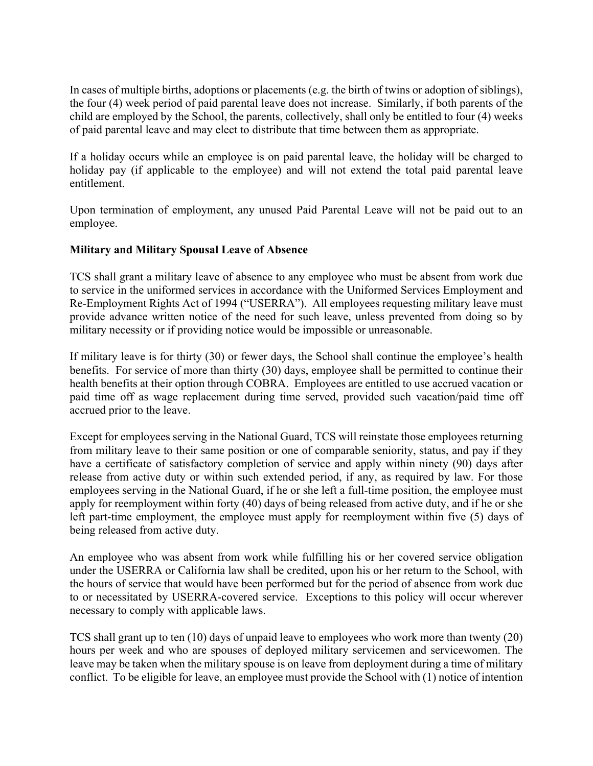In cases of multiple births, adoptions or placements (e.g. the birth of twins or adoption of siblings), the four (4) week period of paid parental leave does not increase. Similarly, if both parents of the child are employed by the School, the parents, collectively, shall only be entitled to four (4) weeks of paid parental leave and may elect to distribute that time between them as appropriate.

If a holiday occurs while an employee is on paid parental leave, the holiday will be charged to holiday pay (if applicable to the employee) and will not extend the total paid parental leave entitlement.

Upon termination of employment, any unused Paid Parental Leave will not be paid out to an employee.

**Military and Military Spousal Leave of Absence**

TCS shall grant a military leave of absence to any employee who must be absent from work due to service in the uniformed services in accordance with the Uniformed Services Employment and Re-Employment Rights Act of 1994 ("USERRA"). All employees requesting military leave must provide advance written notice of the need for such leave, unless prevented from doing so by military necessity or if providing notice would be impossible or unreasonable.

If military leave is for thirty (30) or fewer days, the School shall continue the employee's health benefits. For service of more than thirty (30) days, employee shall be permitted to continue their health benefits at their option through COBRA. Employees are entitled to use accrued vacation or paid time off as wage replacement during time served, provided such vacation/paid time off accrued prior to the leave.

Except for employees serving in the National Guard, TCS will reinstate those employees returning from military leave to their same position or one of comparable seniority, status, and pay if they have a certificate of satisfactory completion of service and apply within ninety (90) days after release from active duty or within such extended period, if any, as required by law. For those employees serving in the National Guard, if he or she left a full-time position, the employee must apply for reemployment within forty (40) days of being released from active duty, and if he or she left part-time employment, the employee must apply for reemployment within five (5) days of being released from active duty.

An employee who was absent from work while fulfilling his or her covered service obligation under the USERRA or California law shall be credited, upon his or her return to the School, with the hours of service that would have been performed but for the period of absence from work due to or necessitated by USERRA-covered service. Exceptions to this policy will occur wherever necessary to comply with applicable laws.

TCS shall grant up to ten (10) days of unpaid leave to employees who work more than twenty (20) hours per week and who are spouses of deployed military servicemen and servicewomen. The leave may be taken when the military spouse is on leave from deployment during a time of military conflict. To be eligible for leave, an employee must provide the School with (1) notice of intention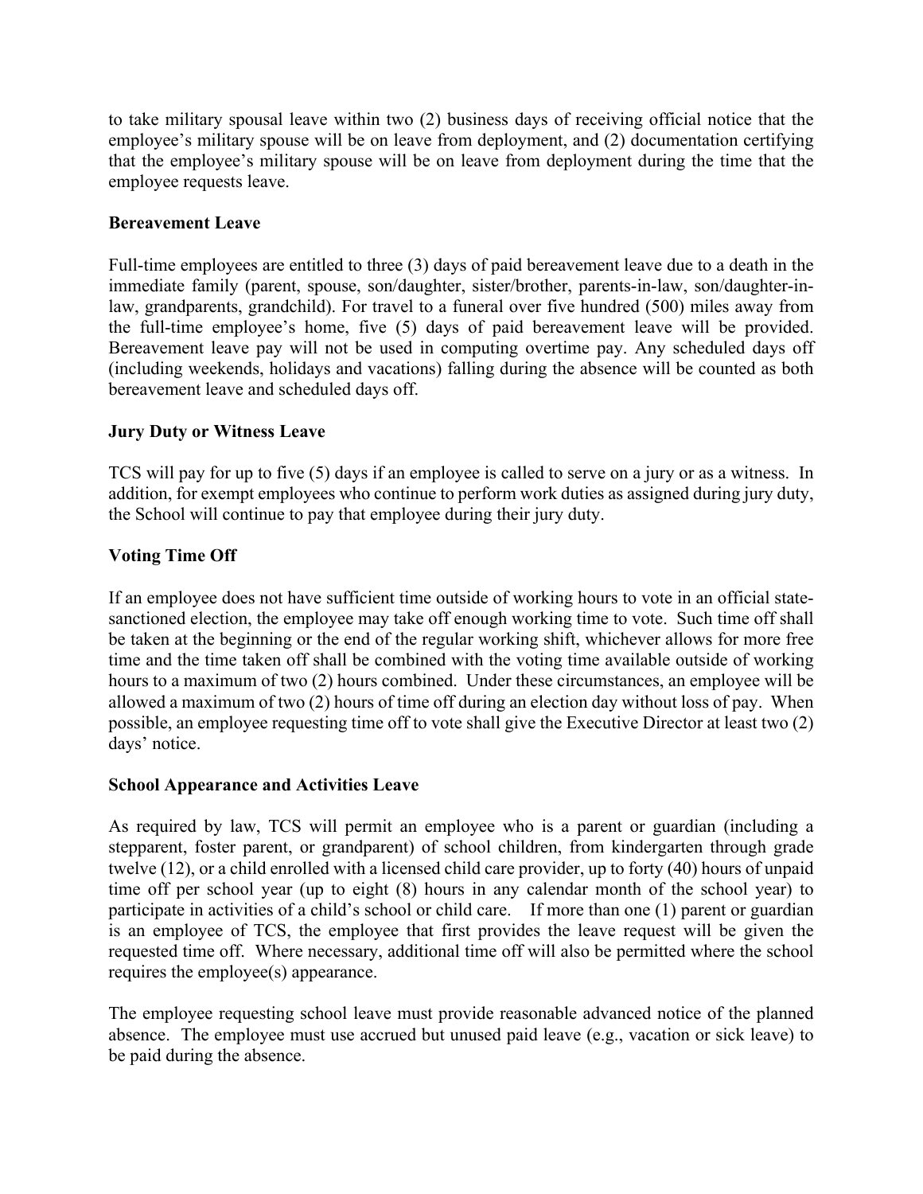to take military spousal leave within two (2) business days of receiving official notice that the employee's military spouse will be on leave from deployment, and (2) documentation certifying that the employee's military spouse will be on leave from deployment during the time that the employee requests leave.

**Bereavement Leave**

Full-time employees are entitled to three (3) days of paid bereavement leave due to a death in the immediate family (parent, spouse, son/daughter, sister/brother, parents-in-law, son/daughter-in-law, grandparents, grandchild). For travel to a funeral over five hundred (500) miles away from the full-time employee's home, five (5) days of paid bereavement leave will be provided. Bereavement leave pay will not be used in computing overtime pay. Any scheduled days off (including weekends, holidays and vacations) falling during the absence will be counted as both bereavement leave and scheduled days off.

**Jury Duty or Witness Leave**

TCS will pay for up to five (5) days if an employee is called to serve on a jury or as a witness. In addition, for exempt employees who continue to perform work duties as assigned during jury duty, the School will continue to pay that employee during their jury duty.

**Voting Time Off**

If an employee does not have sufficient time outside of working hours to vote in an official state-sanctioned election, the employee may take off enough working time to vote. Such time off shall be taken at the beginning or the end of the regular working shift, whichever allows for more free time and the time taken off shall be combined with the voting time available outside of working hours to a maximum of two (2) hours combined. Under these circumstances, an employee will be allowed a maximum of two (2) hours of time off during an election day without loss of pay. When possible, an employee requesting time off to vote shall give the Executive Director at least two (2) days' notice.

**School Appearance and Activities Leave**

As required by law, TCS will permit an employee who is a parent or guardian (including a stepparent, foster parent, or grandparent) of school children, from kindergarten through grade twelve (12), or a child enrolled with a licensed child care provider, up to forty (40) hours of unpaid time off per school year (up to eight (8) hours in any calendar month of the school year) to participate in activities of a child's school or child care. If more than one (1) parent or guardian is an employee of TCS, the employee that first provides the leave request will be given the requested time off. Where necessary, additional time off will also be permitted where the school requires the employee(s) appearance.

The employee requesting school leave must provide reasonable advanced notice of the planned absence. The employee must use accrued but unused paid leave (e.g., vacation or sick leave) to be paid during the absence.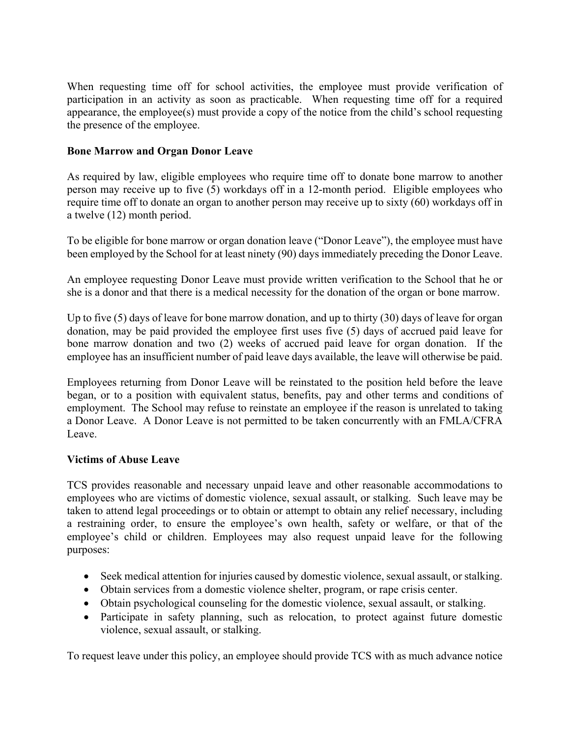When requesting time off for school activities, the employee must provide verification of participation in an activity as soon as practicable. When requesting time off for a required appearance, the employee(s) must provide a copy of the notice from the child's school requesting the presence of the employee.

**Bone Marrow and Organ Donor Leave**

As required by law, eligible employees who require time off to donate bone marrow to another person may receive up to five (5) workdays off in a 12-month period. Eligible employees who require time off to donate an organ to another person may receive up to sixty (60) workdays off in a twelve (12) month period.

To be eligible for bone marrow or organ donation leave ("Donor Leave"), the employee must have been employed by the School for at least ninety (90) days immediately preceding the Donor Leave.

An employee requesting Donor Leave must provide written verification to the School that he or she is a donor and that there is a medical necessity for the donation of the organ or bone marrow.

Up to five (5) days of leave for bone marrow donation, and up to thirty (30) days of leave for organ donation, may be paid provided the employee first uses five (5) days of accrued paid leave for bone marrow donation and two (2) weeks of accrued paid leave for organ donation. If the employee has an insufficient number of paid leave days available, the leave will otherwise be paid.

Employees returning from Donor Leave will be reinstated to the position held before the leave began, or to a position with equivalent status, benefits, pay and other terms and conditions of employment. The School may refuse to reinstate an employee if the reason is unrelated to taking a Donor Leave. A Donor Leave is not permitted to be taken concurrently with an FMLA/CFRA Leave.

**Victims of Abuse Leave**

TCS provides reasonable and necessary unpaid leave and other reasonable accommodations to employees who are victims of domestic violence, sexual assault, or stalking. Such leave may be taken to attend legal proceedings or to obtain or attempt to obtain any relief necessary, including a restraining order, to ensure the employee's own health, safety or welfare, or that of the employee's child or children. Employees may also request unpaid leave for the following purposes:

- Seek medical attention for injuries caused by domestic violence, sexual assault, or stalking.
- Obtain services from a domestic violence shelter, program, or rape crisis center.
- Obtain psychological counseling for the domestic violence, sexual assault, or stalking.
- Participate in safety planning, such as relocation, to protect against future domestic violence, sexual assault, or stalking.

To request leave under this policy, an employee should provide TCS with as much advance notice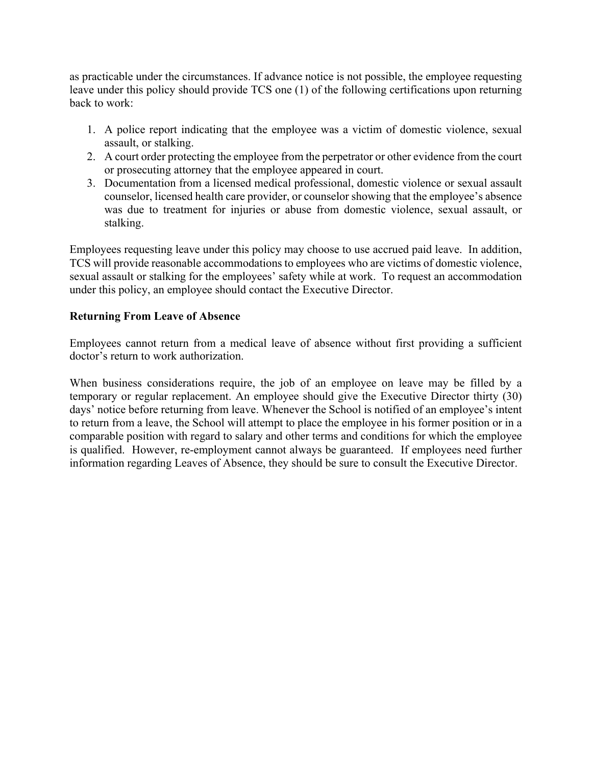as practicable under the circumstances. If advance notice is not possible, the employee requesting leave under this policy should provide TCS one (1) of the following certifications upon returning back to work:

1. A police report indicating that the employee was a victim of domestic violence, sexual assault, or stalking.
2. A court order protecting the employee from the perpetrator or other evidence from the court or prosecuting attorney that the employee appeared in court.
3. Documentation from a licensed medical professional, domestic violence or sexual assault counselor, licensed health care provider, or counselor showing that the employee's absence was due to treatment for injuries or abuse from domestic violence, sexual assault, or stalking.

Employees requesting leave under this policy may choose to use accrued paid leave. In addition, TCS will provide reasonable accommodations to employees who are victims of domestic violence, sexual assault or stalking for the employees' safety while at work. To request an accommodation under this policy, an employee should contact the Executive Director.

**Returning From Leave of Absence**

Employees cannot return from a medical leave of absence without first providing a sufficient doctor's return to work authorization.

When business considerations require, the job of an employee on leave may be filled by a temporary or regular replacement. An employee should give the Executive Director thirty (30) days' notice before returning from leave. Whenever the School is notified of an employee's intent to return from a leave, the School will attempt to place the employee in his former position or in a comparable position with regard to salary and other terms and conditions for which the employee is qualified. However, re-employment cannot always be guaranteed. If employees need further information regarding Leaves of Absence, they should be sure to consult the Executive Director.